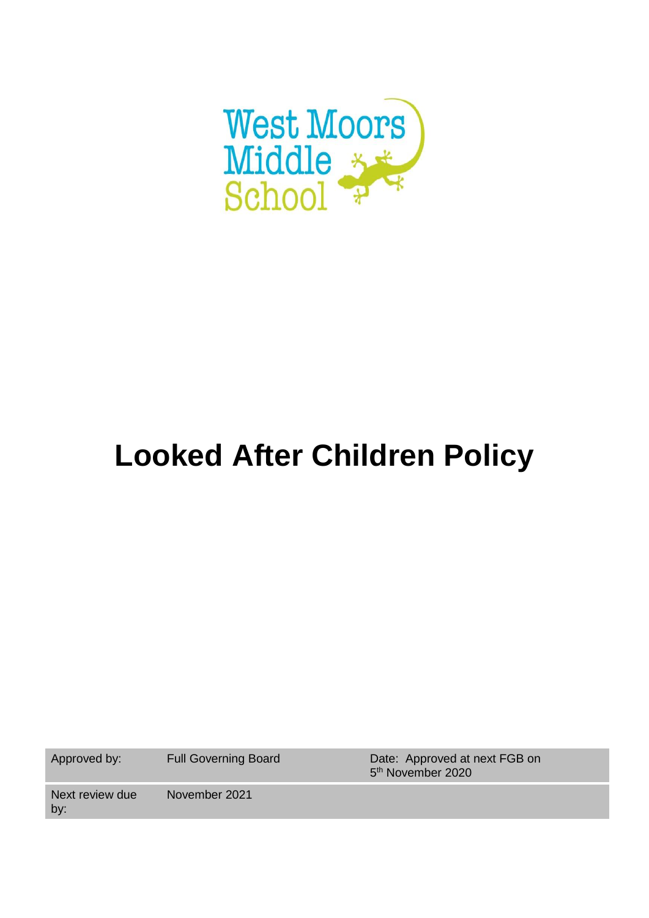West Moors Middle School

# Looked After Children Policy

| Approved by: | Full Governing Board | Date: Approved at next FGB on 5th November 2020 |
|---|---|---|
| Next review due by: | November 2021 | |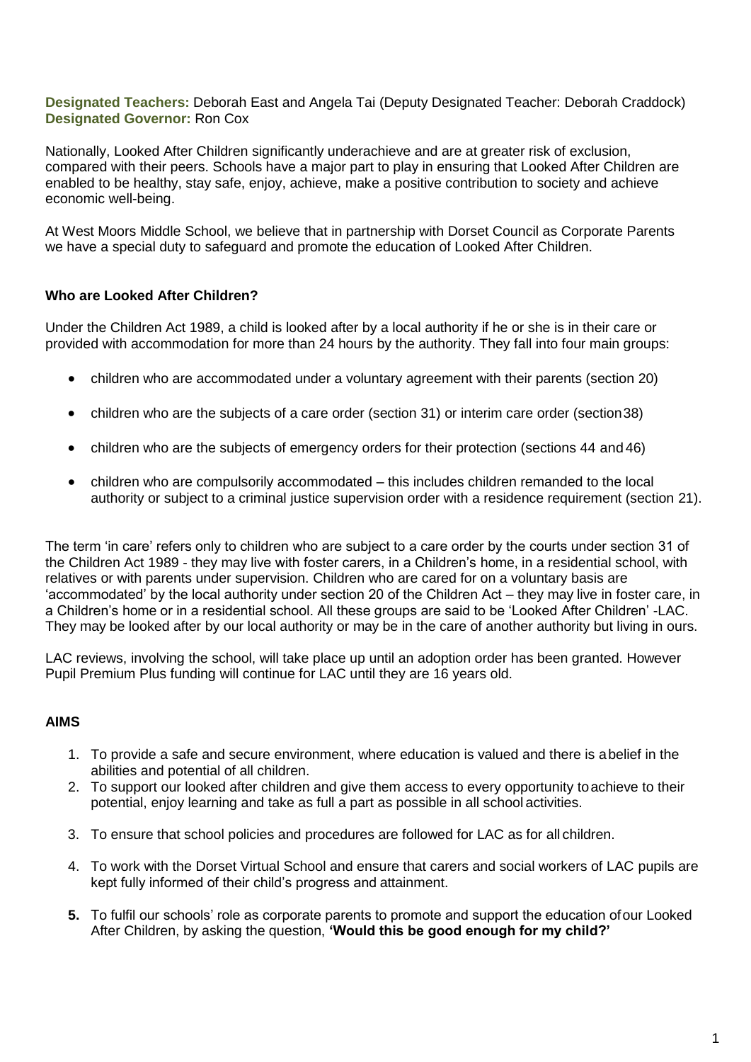**Designated Teachers:** Deborah East and Angela Tai (Deputy Designated Teacher: Deborah Craddock)
**Designated Governor:** Ron Cox

Nationally, Looked After Children significantly underachieve and are at greater risk of exclusion, compared with their peers. Schools have a major part to play in ensuring that Looked After Children are enabled to be healthy, stay safe, enjoy, achieve, make a positive contribution to society and achieve economic well-being.

At West Moors Middle School, we believe that in partnership with Dorset Council as Corporate Parents we have a special duty to safeguard and promote the education of Looked After Children.

### Who are Looked After Children?

Under the Children Act 1989, a child is looked after by a local authority if he or she is in their care or provided with accommodation for more than 24 hours by the authority. They fall into four main groups:

- children who are accommodated under a voluntary agreement with their parents (section 20)
- children who are the subjects of a care order (section 31) or interim care order (section 38)
- children who are the subjects of emergency orders for their protection (sections 44 and 46)
- children who are compulsorily accommodated – this includes children remanded to the local authority or subject to a criminal justice supervision order with a residence requirement (section 21).

The term 'in care' refers only to children who are subject to a care order by the courts under section 31 of the Children Act 1989 - they may live with foster carers, in a Children's home, in a residential school, with relatives or with parents under supervision. Children who are cared for on a voluntary basis are 'accommodated' by the local authority under section 20 of the Children Act – they may live in foster care, in a Children's home or in a residential school. All these groups are said to be 'Looked After Children' -LAC. They may be looked after by our local authority or may be in the care of another authority but living in ours.

LAC reviews, involving the school, will take place up until an adoption order has been granted. However Pupil Premium Plus funding will continue for LAC until they are 16 years old.

### AIMS

1. To provide a safe and secure environment, where education is valued and there is a belief in the abilities and potential of all children.
2. To support our looked after children and give them access to every opportunity to achieve to their potential, enjoy learning and take as full a part as possible in all school activities.
3. To ensure that school policies and procedures are followed for LAC as for all children.
4. To work with the Dorset Virtual School and ensure that carers and social workers of LAC pupils are kept fully informed of their child's progress and attainment.
5. To fulfil our schools' role as corporate parents to promote and support the education of our Looked After Children, by asking the question, **'Would this be good enough for my child?'**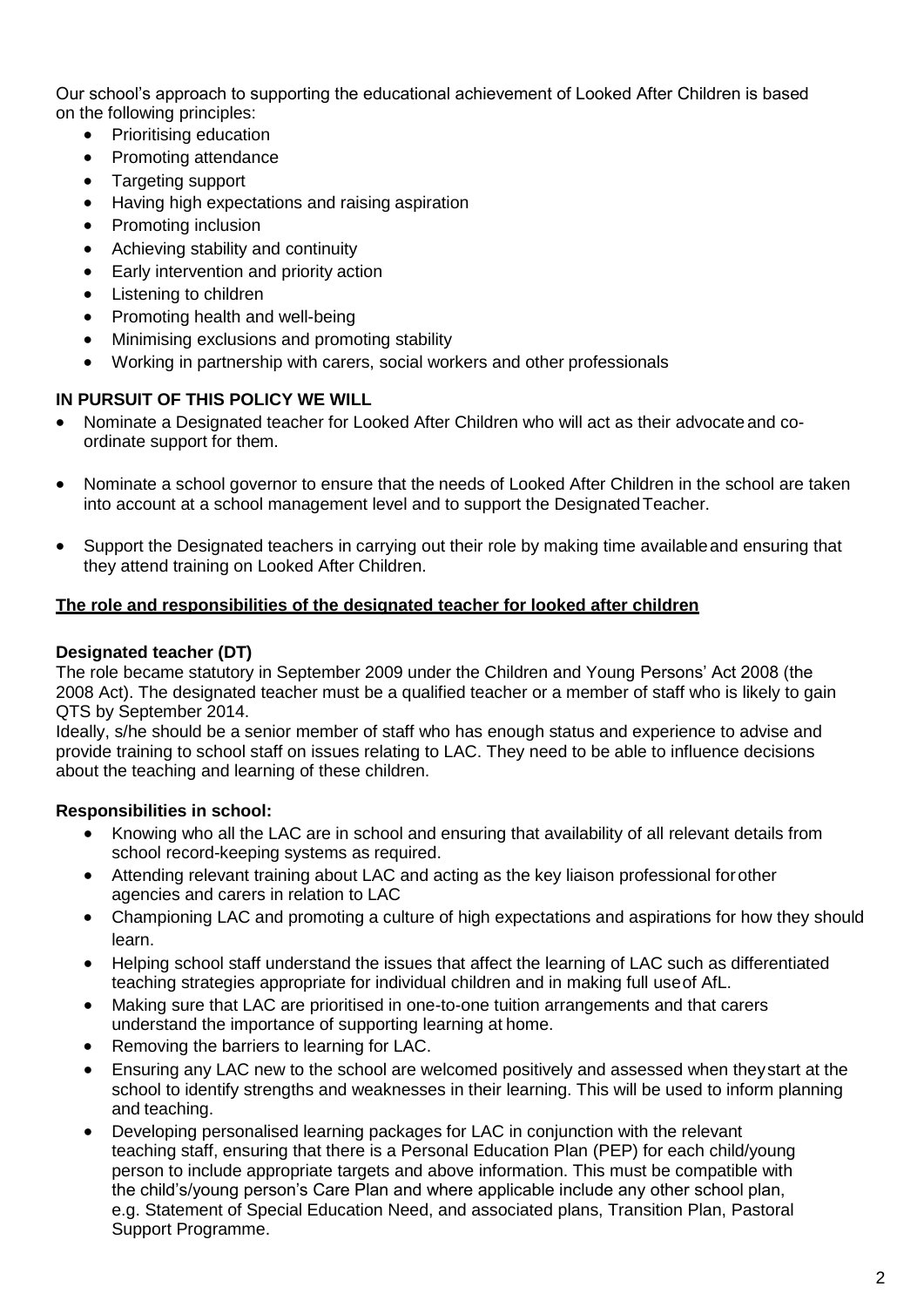Our school's approach to supporting the educational achievement of Looked After Children is based on the following principles:

- Prioritising education
- Promoting attendance
- Targeting support
- Having high expectations and raising aspiration
- Promoting inclusion
- Achieving stability and continuity
- Early intervention and priority action
- Listening to children
- Promoting health and well-being
- Minimising exclusions and promoting stability
- Working in partnership with carers, social workers and other professionals

**IN PURSUIT OF THIS POLICY WE WILL**

- Nominate a Designated teacher for Looked After Children who will act as their advocate and co-ordinate support for them.
- Nominate a school governor to ensure that the needs of Looked After Children in the school are taken into account at a school management level and to support the Designated Teacher.
- Support the Designated teachers in carrying out their role by making time available and ensuring that they attend training on Looked After Children.

**The role and responsibilities of the designated teacher for looked after children**

**Designated teacher (DT)**

The role became statutory in September 2009 under the Children and Young Persons' Act 2008 (the 2008 Act). The designated teacher must be a qualified teacher or a member of staff who is likely to gain QTS by September 2014.

Ideally, s/he should be a senior member of staff who has enough status and experience to advise and provide training to school staff on issues relating to LAC. They need to be able to influence decisions about the teaching and learning of these children.

**Responsibilities in school:**

- Knowing who all the LAC are in school and ensuring that availability of all relevant details from school record-keeping systems as required.
- Attending relevant training about LAC and acting as the key liaison professional for other agencies and carers in relation to LAC
- Championing LAC and promoting a culture of high expectations and aspirations for how they should learn.
- Helping school staff understand the issues that affect the learning of LAC such as differentiated teaching strategies appropriate for individual children and in making full use of AfL.
- Making sure that LAC are prioritised in one-to-one tuition arrangements and that carers understand the importance of supporting learning at home.
- Removing the barriers to learning for LAC.
- Ensuring any LAC new to the school are welcomed positively and assessed when they start at the school to identify strengths and weaknesses in their learning. This will be used to inform planning and teaching.
- Developing personalised learning packages for LAC in conjunction with the relevant teaching staff, ensuring that there is a Personal Education Plan (PEP) for each child/young person to include appropriate targets and above information. This must be compatible with the child's/young person's Care Plan and where applicable include any other school plan, e.g. Statement of Special Education Need, and associated plans, Transition Plan, Pastoral Support Programme.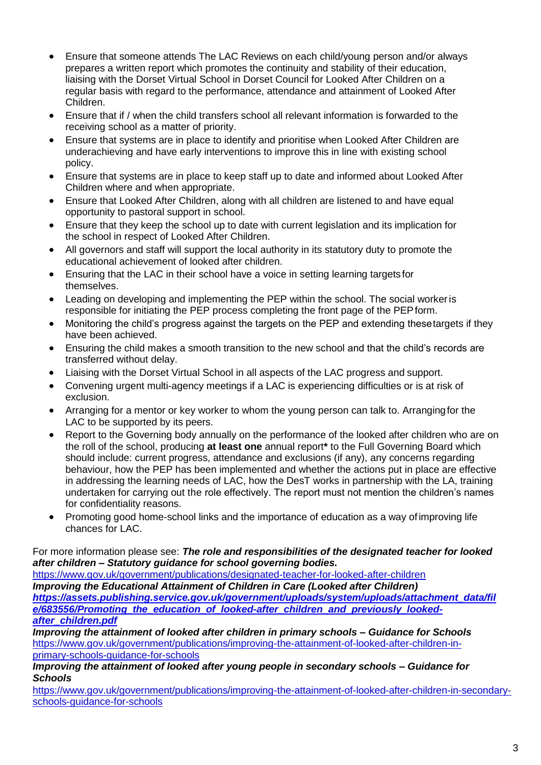- Ensure that someone attends The LAC Reviews on each child/young person and/or always prepares a written report which promotes the continuity and stability of their education, liaising with the Dorset Virtual School in Dorset Council for Looked After Children on a regular basis with regard to the performance, attendance and attainment of Looked After Children.
- Ensure that if / when the child transfers school all relevant information is forwarded to the receiving school as a matter of priority.
- Ensure that systems are in place to identify and prioritise when Looked After Children are underachieving and have early interventions to improve this in line with existing school policy.
- Ensure that systems are in place to keep staff up to date and informed about Looked After Children where and when appropriate.
- Ensure that Looked After Children, along with all children are listened to and have equal opportunity to pastoral support in school.
- Ensure that they keep the school up to date with current legislation and its implication for the school in respect of Looked After Children.
- All governors and staff will support the local authority in its statutory duty to promote the educational achievement of looked after children.
- Ensuring that the LAC in their school have a voice in setting learning targets for themselves.
- Leading on developing and implementing the PEP within the school. The social worker is responsible for initiating the PEP process completing the front page of the PEP form.
- Monitoring the child's progress against the targets on the PEP and extending these targets if they have been achieved.
- Ensuring the child makes a smooth transition to the new school and that the child's records are transferred without delay.
- Liaising with the Dorset Virtual School in all aspects of the LAC progress and support.
- Convening urgent multi-agency meetings if a LAC is experiencing difficulties or is at risk of exclusion.
- Arranging for a mentor or key worker to whom the young person can talk to. Arranging for the LAC to be supported by its peers.
- Report to the Governing body annually on the performance of the looked after children who are on the roll of the school, producing **at least one** annual report* to the Full Governing Board which should include: current progress, attendance and exclusions (if any), any concerns regarding behaviour, how the PEP has been implemented and whether the actions put in place are effective in addressing the learning needs of LAC, how the DesT works in partnership with the LA, training undertaken for carrying out the role effectively. The report must not mention the children's names for confidentiality reasons.
- Promoting good home-school links and the importance of education as a way of improving life chances for LAC.

For more information please see: ***The role and responsibilities of the designated teacher for looked after children – Statutory guidance for school governing bodies.***
https://www.gov.uk/government/publications/designated-teacher-for-looked-after-children
***Improving the Educational Attainment of Children in Care (Looked after Children)***
***https://assets.publishing.service.gov.uk/government/uploads/system/uploads/attachment_data/file/683556/Promoting_the_education_of_looked-after_children_and_previously_looked-after_children.pdf***
***Improving the attainment of looked after children in primary schools – Guidance for Schools***
https://www.gov.uk/government/publications/improving-the-attainment-of-looked-after-children-in-primary-schools-guidance-for-schools
***Improving the attainment of looked after young people in secondary schools – Guidance for Schools***
https://www.gov.uk/government/publications/improving-the-attainment-of-looked-after-children-in-secondary-schools-guidance-for-schools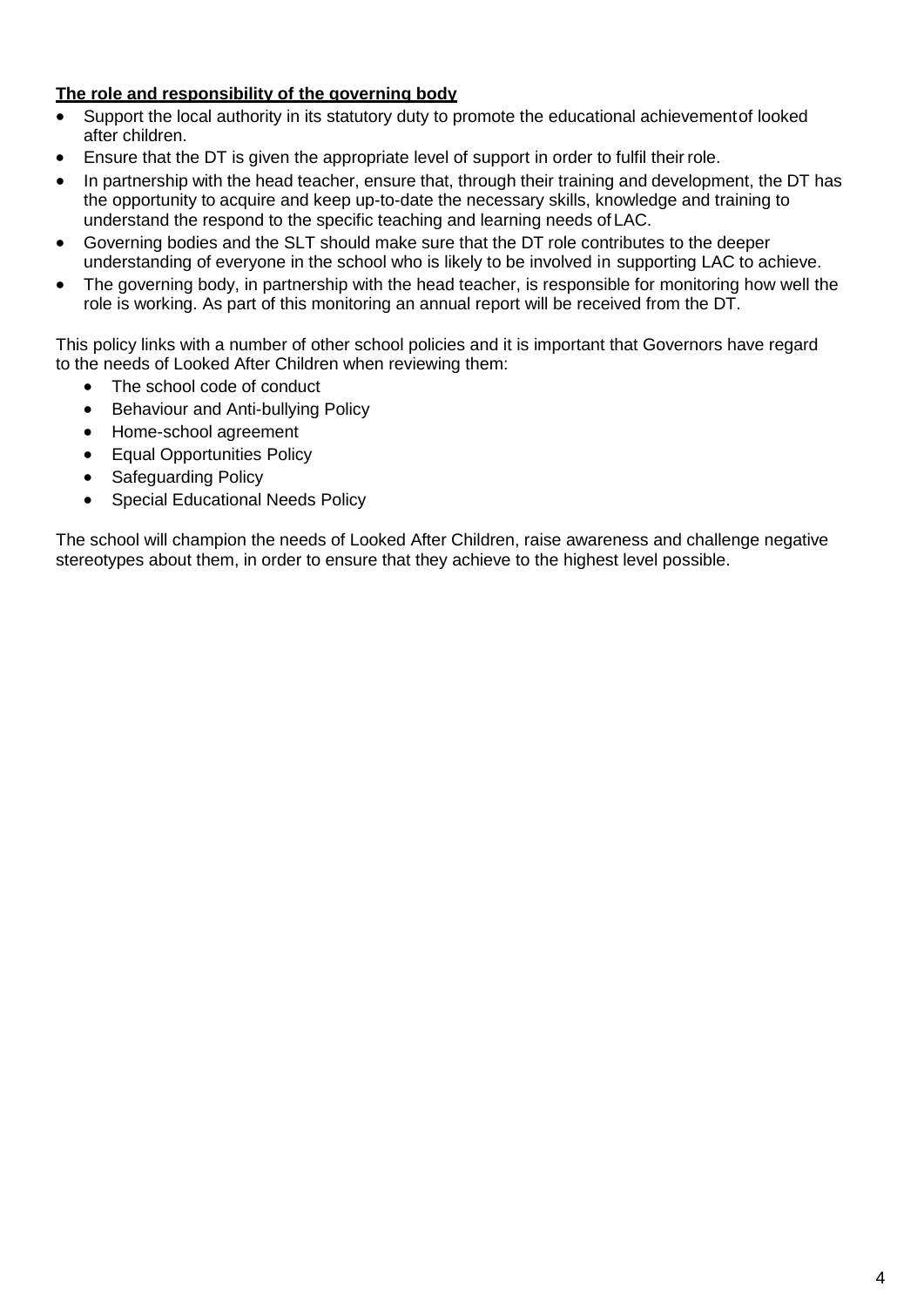**The role and responsibility of the governing body**

- Support the local authority in its statutory duty to promote the educational achievement of looked after children.
- Ensure that the DT is given the appropriate level of support in order to fulfil their role.
- In partnership with the head teacher, ensure that, through their training and development, the DT has the opportunity to acquire and keep up-to-date the necessary skills, knowledge and training to understand the respond to the specific teaching and learning needs of LAC.
- Governing bodies and the SLT should make sure that the DT role contributes to the deeper understanding of everyone in the school who is likely to be involved in supporting LAC to achieve.
- The governing body, in partnership with the head teacher, is responsible for monitoring how well the role is working. As part of this monitoring an annual report will be received from the DT.

This policy links with a number of other school policies and it is important that Governors have regard to the needs of Looked After Children when reviewing them:

- The school code of conduct
- Behaviour and Anti-bullying Policy
- Home-school agreement
- Equal Opportunities Policy
- Safeguarding Policy
- Special Educational Needs Policy

The school will champion the needs of Looked After Children, raise awareness and challenge negative stereotypes about them, in order to ensure that they achieve to the highest level possible.